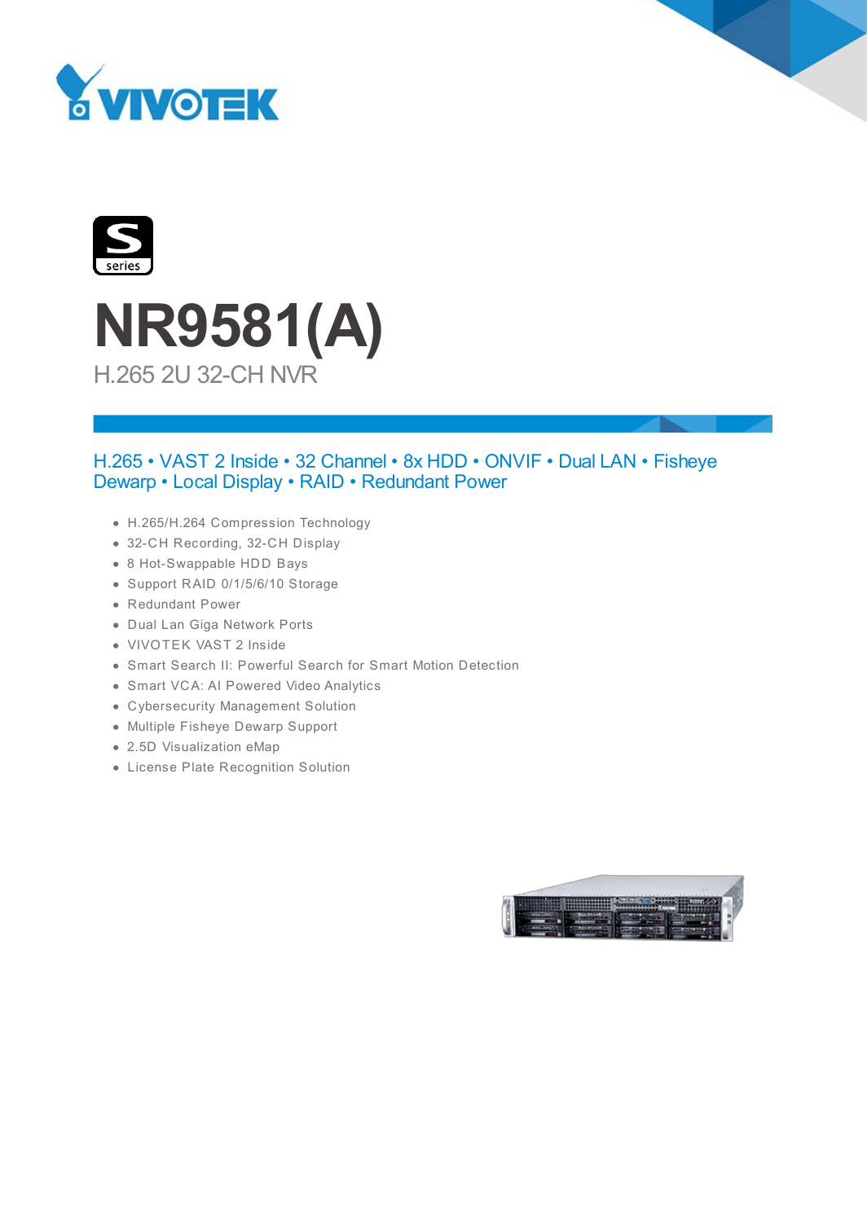VIVOTEK

S series

# NR9581(A)

## H.265 2U 32-CH NVR

H.265 • VAST 2 Inside • 32 Channel • 8x HDD • ONVIF • Dual LAN • Fisheye Dewarp • Local Display • RAID • Redundant Power

- H.265/H.264 Compression Technology
- 32-CH Recording, 32-CH Display
- 8 Hot-Swappable HDD Bays
- Support RAID 0/1/5/6/10 Storage
- Redundant Power
- Dual Lan Giga Network Ports
- VIVOTEK VAST 2 Inside
- Smart Search II: Powerful Search for Smart Motion Detection
- Smart VCA: AI Powered Video Analytics
- Cybersecurity Management Solution
- Multiple Fisheye Dewarp Support
- 2.5D Visualization eMap
- License Plate Recognition Solution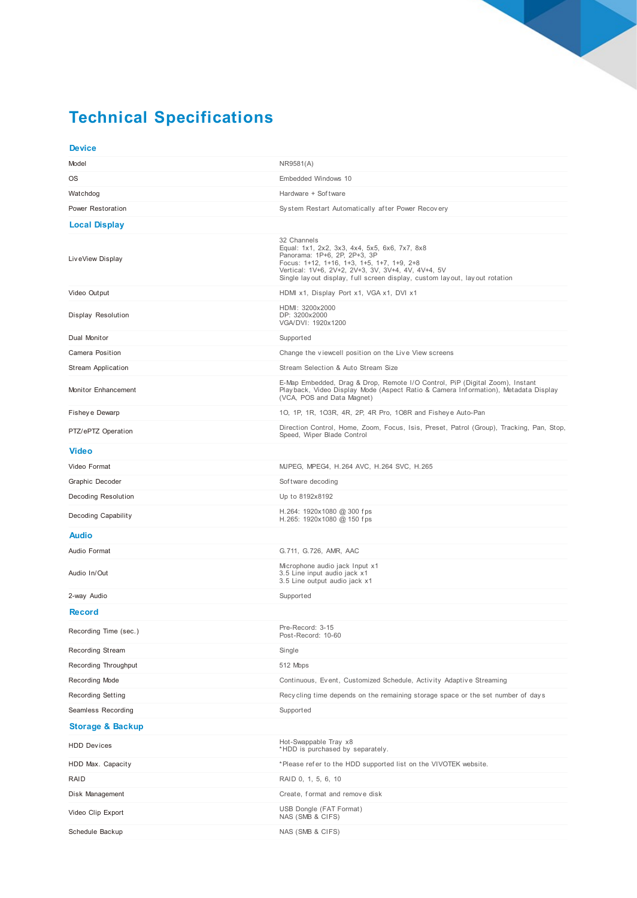# Technical Specifications

## Device

| | |
|---|---|
| Model | NR9581(A) |
| OS | Embedded Windows 10 |
| Watchdog | Hardware + Software |
| Power Restoration | System Restart Automatically after Power Recovery |

## Local Display

| | |
|---|---|
| LiveView Display | 32 Channels<br>Equal: 1x1, 2x2, 3x3, 4x4, 5x5, 6x6, 7x7, 8x8<br>Panorama: 1P+6, 2P, 2P+3, 3P<br>Focus: 1+12, 1+16, 1+3, 1+5, 1+7, 1+9, 2+8<br>Vertical: 1V+6, 2V+2, 2V+3, 3V, 3V+4, 4V, 4V+4, 5V<br>Single layout display, full screen display, custom layout, layout rotation |
| Video Output | HDMI x1, Display Port x1, VGA x1, DVI x1 |
| Display Resolution | HDMI: 3200x2000<br>DP: 3200x2000<br>VGA/DVI: 1920x1200 |
| Dual Monitor | Supported |
| Camera Position | Change the viewcell position on the Live View screens |
| Stream Application | Stream Selection & Auto Stream Size |
| Monitor Enhancement | E-Map Embedded, Drag & Drop, Remote I/O Control, PiP (Digital Zoom), Instant Playback, Video Display Mode (Aspect Ratio & Camera Information), Metadata Display (VCA, POS and Data Magnet) |
| Fisheye Dewarp | 1O, 1P, 1R, 1O3R, 4R, 2P, 4R Pro, 1O8R and Fisheye Auto-Pan |
| PTZ/ePTZ Operation | Direction Control, Home, Zoom, Focus, Isis, Preset, Patrol (Group), Tracking, Pan, Stop, Speed, Wiper Blade Control |

## Video

| | |
|---|---|
| Video Format | MJPEG, MPEG4, H.264 AVC, H.264 SVC, H.265 |
| Graphic Decoder | Software decoding |
| Decoding Resolution | Up to 8192x8192 |
| Decoding Capability | H.264: 1920x1080 @ 300 fps<br>H.265: 1920x1080 @ 150 fps |

## Audio

| | |
|---|---|
| Audio Format | G.711, G.726, AMR, AAC |
| Audio In/Out | Microphone audio jack Input x1<br>3.5 Line input audio jack x1<br>3.5 Line output audio jack x1 |
| 2-way Audio | Supported |

## Record

| | |
|---|---|
| Recording Time (sec.) | Pre-Record: 3-15<br>Post-Record: 10-60 |
| Recording Stream | Single |
| Recording Throughput | 512 Mbps |
| Recording Mode | Continuous, Event, Customized Schedule, Activity Adaptive Streaming |
| Recording Setting | Recycling time depends on the remaining storage space or the set number of days |
| Seamless Recording | Supported |

## Storage & Backup

| | |
|---|---|
| HDD Devices | Hot-Swappable Tray x8<br>*HDD is purchased by separately. |
| HDD Max. Capacity | *Please refer to the HDD supported list on the VIVOTEK website. |
| RAID | RAID 0, 1, 5, 6, 10 |
| Disk Management | Create, format and remove disk |
| Video Clip Export | USB Dongle (FAT Format)<br>NAS (SMB & CIFS) |
| Schedule Backup | NAS (SMB & CIFS) |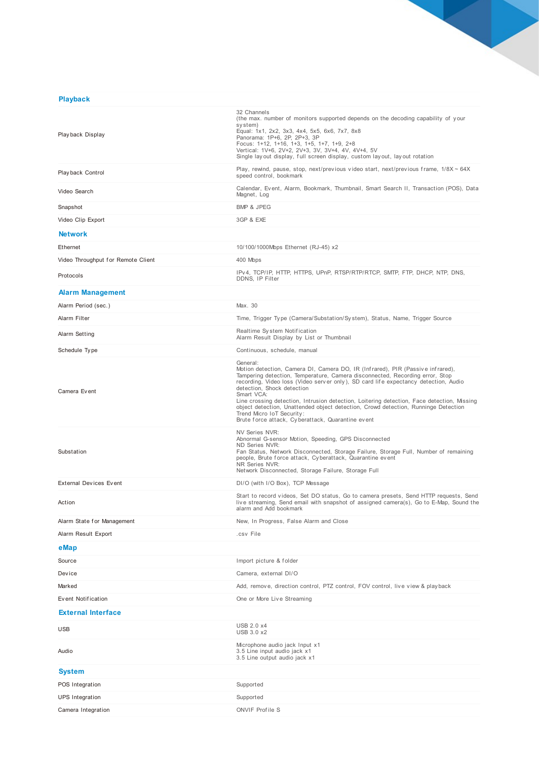## Playback

| | |
|---|---|
| Playback Display | 32 Channels<br>(the max. number of monitors supported depends on the decoding capability of your system)<br>Equal: 1x1, 2x2, 3x3, 4x4, 5x5, 6x6, 7x7, 8x8<br>Panorama: 1P+6, 2P, 2P+3, 3P<br>Focus: 1+12, 1+16, 1+3, 1+5, 1+7, 1+9, 2+8<br>Vertical: 1V+6, 2V+2, 2V+3, 3V, 3V+4, 4V, 4V+4, 5V<br>Single layout display, full screen display, custom layout, layout rotation |
| Playback Control | Play, rewind, pause, stop, next/previous video start, next/previous frame, 1/8X ~ 64X speed control, bookmark |
| Video Search | Calendar, Event, Alarm, Bookmark, Thumbnail, Smart Search II, Transaction (POS), Data Magnet, Log |
| Snapshot | BMP & JPEG |
| Video Clip Export | 3GP & EXE |

## Network

| | |
|---|---|
| Ethernet | 10/100/1000Mbps Ethernet (RJ-45) x2 |
| Video Throughput for Remote Client | 400 Mbps |
| Protocols | IPv4, TCP/IP, HTTP, HTTPS, UPnP, RTSP/RTP/RTCP, SMTP, FTP, DHCP, NTP, DNS, DDNS, IP Filter |

## Alarm Management

| | |
|---|---|
| Alarm Period (sec.) | Max. 30 |
| Alarm Filter | Time, Trigger Type (Camera/Substation/System), Status, Name, Trigger Source |
| Alarm Setting | Realtime System Notification<br>Alarm Result Display by List or Thumbnail |
| Schedule Type | Continuous, schedule, manual |
| Camera Event | General:<br>Motion detection, Camera DI, Camera DO, IR (Infrared), PIR (Passive infrared), Tampering detection, Temperature, Camera disconnected, Recording error, Stop recording, Video loss (Video server only), SD card life expectancy detection, Audio detection, Shock detection<br>Smart VCA:<br>Line crossing detection, Intrusion detection, Loitering detection, Face detection, Missing object detection, Unattended object detection, Crowd detection, Running Detection<br>Trend Micro IoT Security:<br>Brute force attack, Cyberattack, Quarantine event |
| Substation | NV Series NVR:<br>Abnormal G-sensor Motion, Speeding, GPS Disconnected<br>ND Series NVR:<br>Fan Status, Network Disconnected, Storage Failure, Storage Full, Number of remaining people, Brute force attack, Cyberattack, Quarantine event<br>NR Series NVR:<br>Network Disconnected, Storage Failure, Storage Full |
| External Devices Event | DI/O (with I/O Box), TCP Message |
| Action | Start to record videos, Set DO status, Go to camera presets, Send HTTP requests, Send live streaming, Send email with snapshot of assigned camera(s), Go to E-Map, Sound the alarm and Add bookmark |
| Alarm State for Management | New, In Progress, False Alarm and Close |
| Alarm Result Export | .csv File |

## eMap

| | |
|---|---|
| Source | Import picture & folder |
| Device | Camera, external DI/O |
| Marked | Add, remove, direction control, PTZ control, FOV control, live view & playback |
| Event Notification | One or More Live Streaming |

## External Interface

| | |
|---|---|
| USB | USB 2.0 x4<br>USB 3.0 x2 |
| Audio | Microphone audio jack Input x1<br>3.5 Line input audio jack x1<br>3.5 Line output audio jack x1 |

## System

| | |
|---|---|
| POS Integration | Supported |
| UPS Integration | Supported |
| Camera Integration | ONVIF Profile S |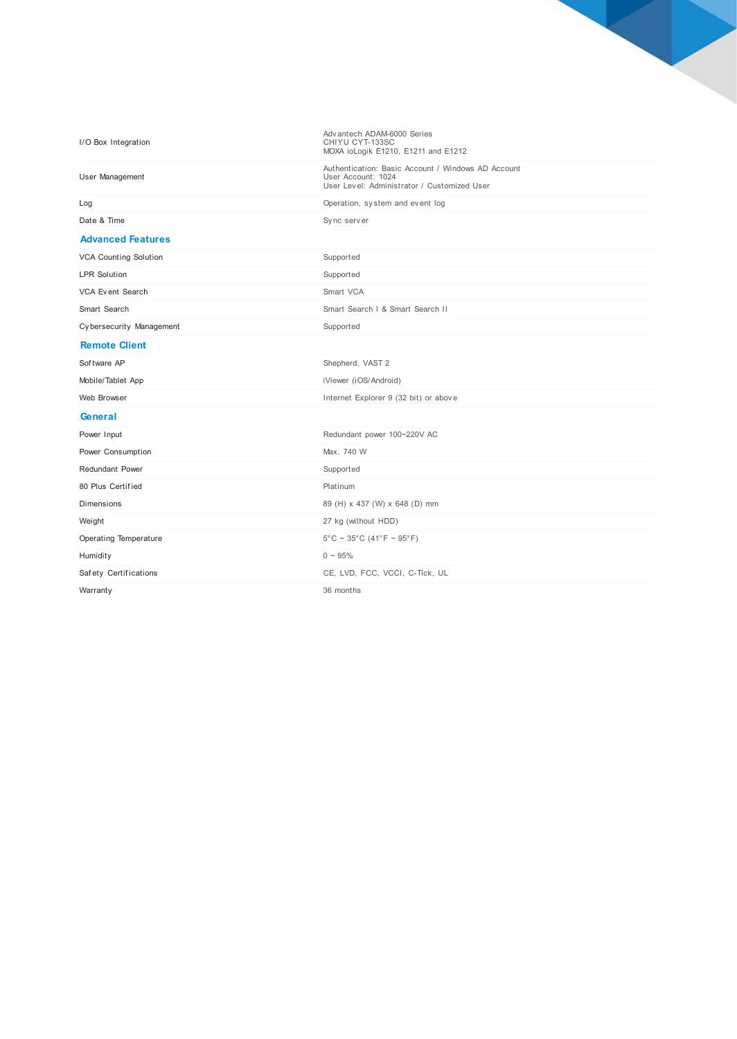| | |
|---|---|
| I/O Box Integration | Advantech ADAM-6000 Series<br>CHIYU CYT-133SC<br>MOXA ioLogik E1210, E1211 and E1212 |
| User Management | Authentication: Basic Account / Windows AD Account<br>User Account: 1024<br>User Level: Administrator / Customized User |
| Log | Operation, system and event log |
| Date & Time | Sync server |

## Advanced Features

| | |
|---|---|
| VCA Counting Solution | Supported |
| LPR Solution | Supported |
| VCA Event Search | Smart VCA |
| Smart Search | Smart Search I & Smart Search II |
| Cybersecurity Management | Supported |

## Remote Client

| | |
|---|---|
| Software AP | Shepherd, VAST 2 |
| Mobile/Tablet App | iViewer (iOS/Android) |
| Web Browser | Internet Explorer 9 (32 bit) or above |

## General

| | |
|---|---|
| Power Input | Redundant power 100~220V AC |
| Power Consumption | Max. 740 W |
| Redundant Power | Supported |
| 80 Plus Certified | Platinum |
| Dimensions | 89 (H) x 437 (W) x 648 (D) mm |
| Weight | 27 kg (without HDD) |
| Operating Temperature | 5°C ~ 35°C (41°F ~ 95°F) |
| Humidity | 0 ~ 95% |
| Safety Certifications | CE, LVD, FCC, VCCI, C-Tick, UL |
| Warranty | 36 months |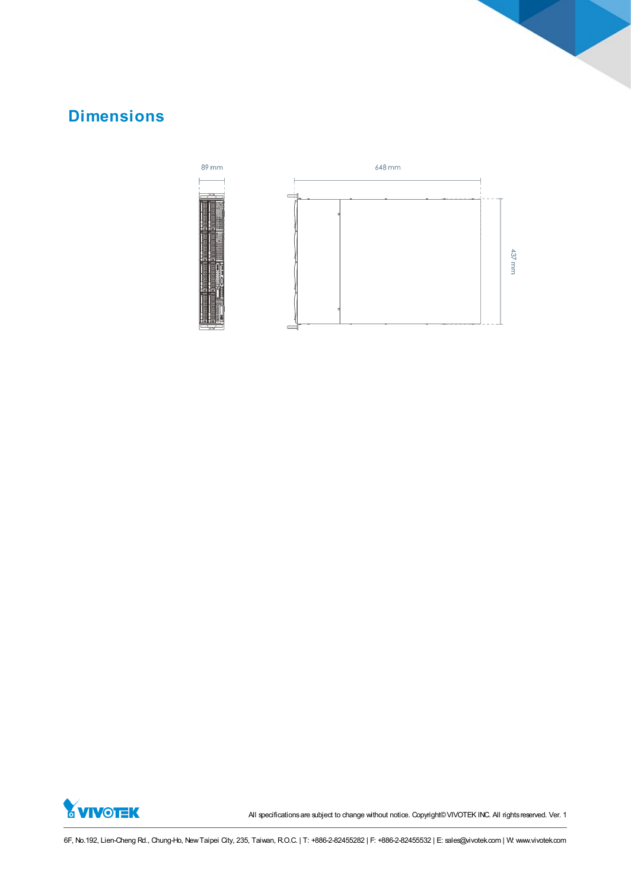## Dimensions

89 mm

648 mm

437 mm

All specifications are subject to change without notice. Copyright© VIVOTEK INC. All rights reserved. Ver. 1

6F, No.192, Lien-Cheng Rd., Chung-Ho, New Taipei City, 235, Taiwan, R.O.C. | T: +886-2-82455282 | F: +886-2-82455532 | E: sales@vivotek.com | W: www.vivotek.com